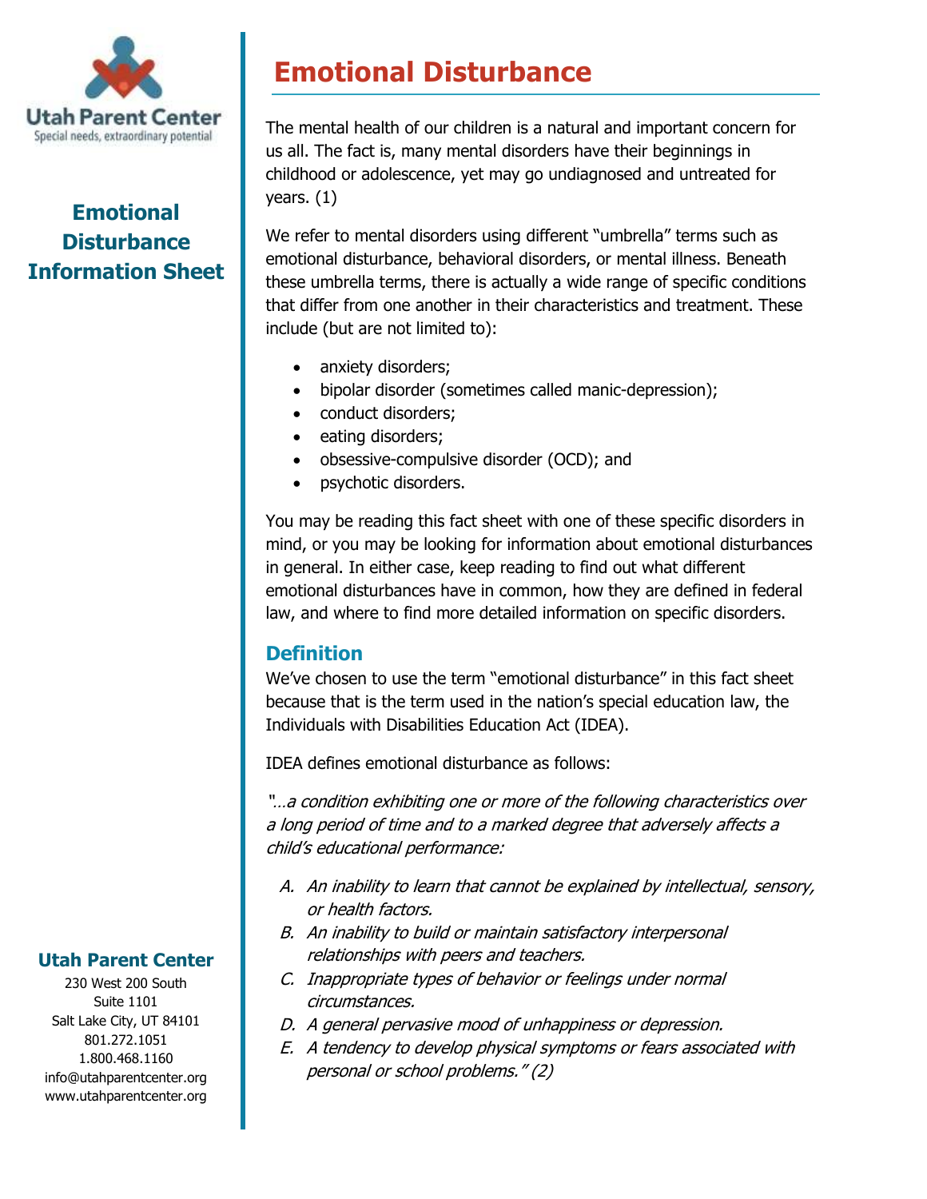Utah Parent Center
Special needs, extraordinary potential

**Emotional Disturbance Information Sheet**

# Emotional Disturbance

The mental health of our children is a natural and important concern for us all. The fact is, many mental disorders have their beginnings in childhood or adolescence, yet may go undiagnosed and untreated for years. (1)

We refer to mental disorders using different "umbrella" terms such as emotional disturbance, behavioral disorders, or mental illness. Beneath these umbrella terms, there is actually a wide range of specific conditions that differ from one another in their characteristics and treatment. These include (but are not limited to):

- anxiety disorders;
- bipolar disorder (sometimes called manic-depression);
- conduct disorders;
- eating disorders;
- obsessive-compulsive disorder (OCD); and
- psychotic disorders.

You may be reading this fact sheet with one of these specific disorders in mind, or you may be looking for information about emotional disturbances in general. In either case, keep reading to find out what different emotional disturbances have in common, how they are defined in federal law, and where to find more detailed information on specific disorders.

## Definition

We've chosen to use the term "emotional disturbance" in this fact sheet because that is the term used in the nation's special education law, the Individuals with Disabilities Education Act (IDEA).

IDEA defines emotional disturbance as follows:

*"…a condition exhibiting one or more of the following characteristics over a long period of time and to a marked degree that adversely affects a child's educational performance:*

*A. An inability to learn that cannot be explained by intellectual, sensory, or health factors.*
*B. An inability to build or maintain satisfactory interpersonal relationships with peers and teachers.*
*C. Inappropriate types of behavior or feelings under normal circumstances.*
*D. A general pervasive mood of unhappiness or depression.*
*E. A tendency to develop physical symptoms or fears associated with personal or school problems." (2)*

**Utah Parent Center**
230 West 200 South
Suite 1101
Salt Lake City, UT 84101
801.272.1051
1.800.468.1160
info@utahparentcenter.org
www.utahparentcenter.org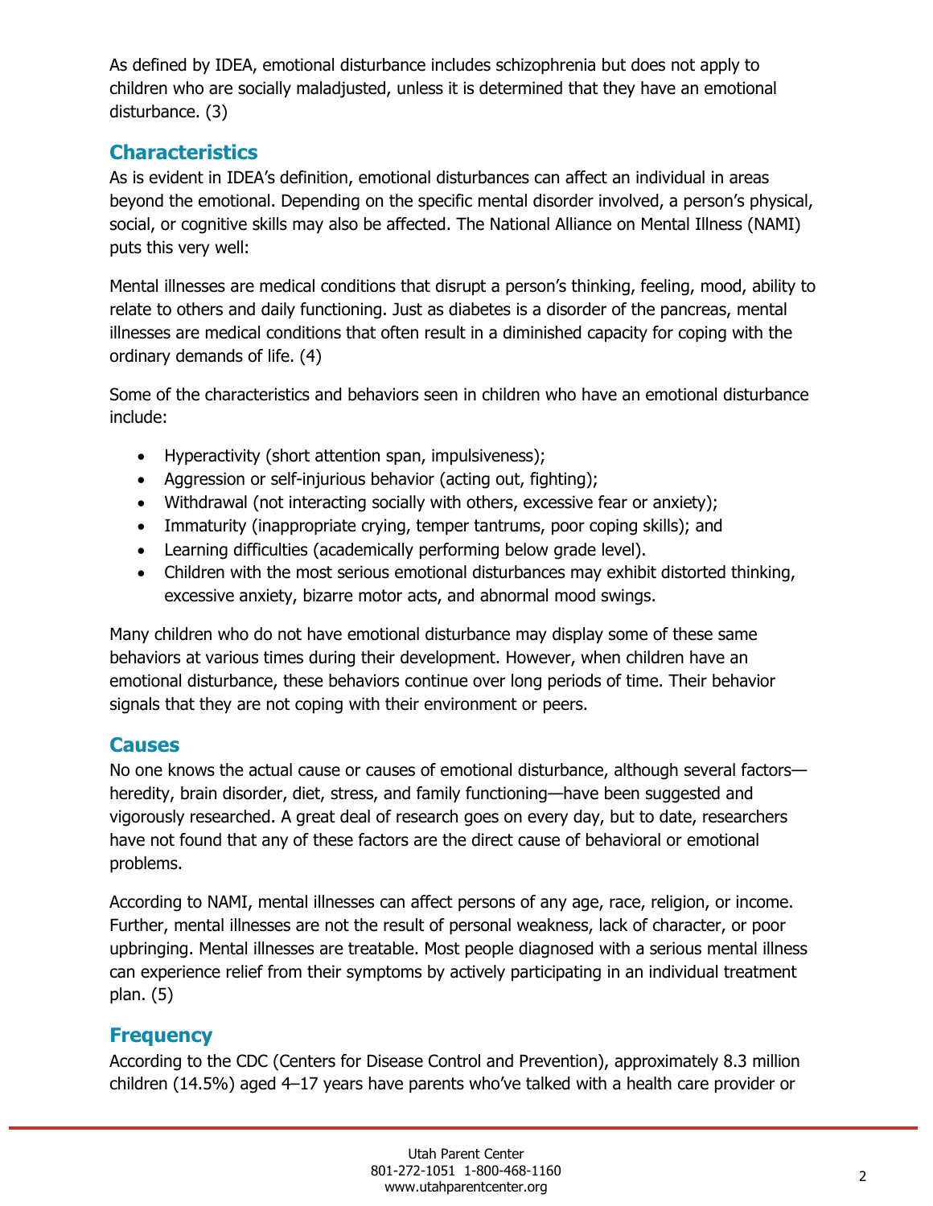As defined by IDEA, emotional disturbance includes schizophrenia but does not apply to children who are socially maladjusted, unless it is determined that they have an emotional disturbance. (3)

## Characteristics

As is evident in IDEA's definition, emotional disturbances can affect an individual in areas beyond the emotional. Depending on the specific mental disorder involved, a person's physical, social, or cognitive skills may also be affected. The National Alliance on Mental Illness (NAMI) puts this very well:

Mental illnesses are medical conditions that disrupt a person's thinking, feeling, mood, ability to relate to others and daily functioning. Just as diabetes is a disorder of the pancreas, mental illnesses are medical conditions that often result in a diminished capacity for coping with the ordinary demands of life. (4)

Some of the characteristics and behaviors seen in children who have an emotional disturbance include:

- Hyperactivity (short attention span, impulsiveness);
- Aggression or self-injurious behavior (acting out, fighting);
- Withdrawal (not interacting socially with others, excessive fear or anxiety);
- Immaturity (inappropriate crying, temper tantrums, poor coping skills); and
- Learning difficulties (academically performing below grade level).
- Children with the most serious emotional disturbances may exhibit distorted thinking, excessive anxiety, bizarre motor acts, and abnormal mood swings.

Many children who do not have emotional disturbance may display some of these same behaviors at various times during their development. However, when children have an emotional disturbance, these behaviors continue over long periods of time. Their behavior signals that they are not coping with their environment or peers.

## Causes

No one knows the actual cause or causes of emotional disturbance, although several factors—heredity, brain disorder, diet, stress, and family functioning—have been suggested and vigorously researched. A great deal of research goes on every day, but to date, researchers have not found that any of these factors are the direct cause of behavioral or emotional problems.

According to NAMI, mental illnesses can affect persons of any age, race, religion, or income. Further, mental illnesses are not the result of personal weakness, lack of character, or poor upbringing. Mental illnesses are treatable. Most people diagnosed with a serious mental illness can experience relief from their symptoms by actively participating in an individual treatment plan. (5)

## Frequency

According to the CDC (Centers for Disease Control and Prevention), approximately 8.3 million children (14.5%) aged 4–17 years have parents who've talked with a health care provider or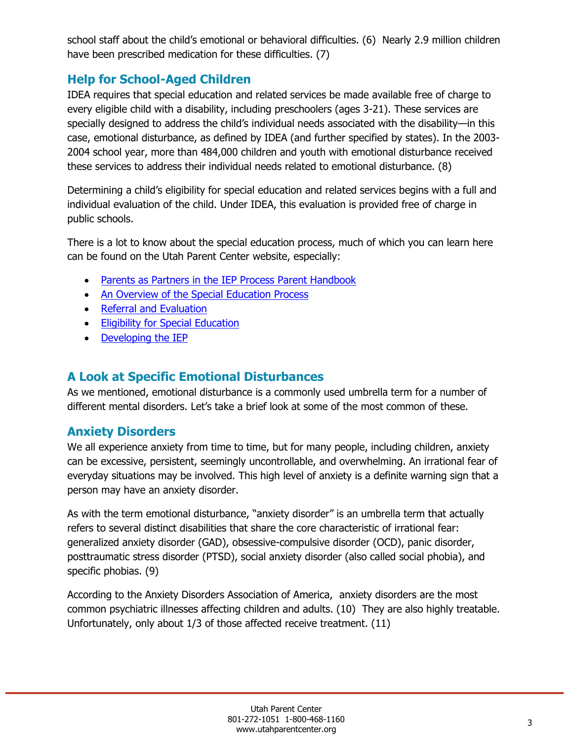school staff about the child's emotional or behavioral difficulties. (6) Nearly 2.9 million children have been prescribed medication for these difficulties. (7)

## Help for School-Aged Children

IDEA requires that special education and related services be made available free of charge to every eligible child with a disability, including preschoolers (ages 3-21). These services are specially designed to address the child's individual needs associated with the disability—in this case, emotional disturbance, as defined by IDEA (and further specified by states). In the 2003-2004 school year, more than 484,000 children and youth with emotional disturbance received these services to address their individual needs related to emotional disturbance. (8)

Determining a child's eligibility for special education and related services begins with a full and individual evaluation of the child. Under IDEA, this evaluation is provided free of charge in public schools.

There is a lot to know about the special education process, much of which you can learn here can be found on the Utah Parent Center website, especially:

- Parents as Partners in the IEP Process Parent Handbook
- An Overview of the Special Education Process
- Referral and Evaluation
- Eligibility for Special Education
- Developing the IEP

## A Look at Specific Emotional Disturbances

As we mentioned, emotional disturbance is a commonly used umbrella term for a number of different mental disorders. Let's take a brief look at some of the most common of these.

## Anxiety Disorders

We all experience anxiety from time to time, but for many people, including children, anxiety can be excessive, persistent, seemingly uncontrollable, and overwhelming. An irrational fear of everyday situations may be involved. This high level of anxiety is a definite warning sign that a person may have an anxiety disorder.

As with the term emotional disturbance, "anxiety disorder" is an umbrella term that actually refers to several distinct disabilities that share the core characteristic of irrational fear: generalized anxiety disorder (GAD), obsessive-compulsive disorder (OCD), panic disorder, posttraumatic stress disorder (PTSD), social anxiety disorder (also called social phobia), and specific phobias. (9)

According to the Anxiety Disorders Association of America, anxiety disorders are the most common psychiatric illnesses affecting children and adults. (10) They are also highly treatable. Unfortunately, only about 1/3 of those affected receive treatment. (11)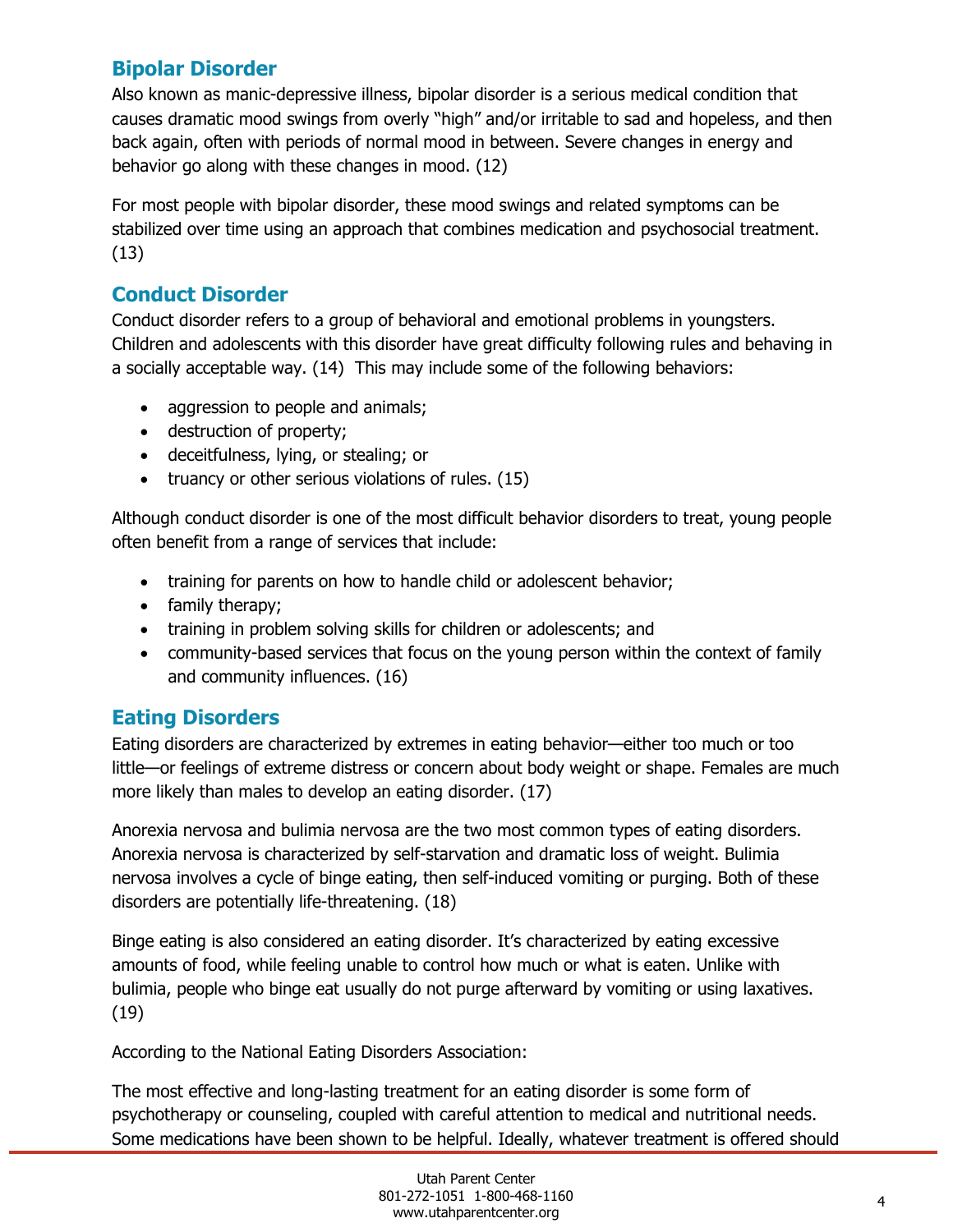## Bipolar Disorder

Also known as manic-depressive illness, bipolar disorder is a serious medical condition that causes dramatic mood swings from overly "high" and/or irritable to sad and hopeless, and then back again, often with periods of normal mood in between. Severe changes in energy and behavior go along with these changes in mood. (12)

For most people with bipolar disorder, these mood swings and related symptoms can be stabilized over time using an approach that combines medication and psychosocial treatment. (13)

## Conduct Disorder

Conduct disorder refers to a group of behavioral and emotional problems in youngsters. Children and adolescents with this disorder have great difficulty following rules and behaving in a socially acceptable way. (14) This may include some of the following behaviors:

- aggression to people and animals;
- destruction of property;
- deceitfulness, lying, or stealing; or
- truancy or other serious violations of rules. (15)

Although conduct disorder is one of the most difficult behavior disorders to treat, young people often benefit from a range of services that include:

- training for parents on how to handle child or adolescent behavior;
- family therapy;
- training in problem solving skills for children or adolescents; and
- community-based services that focus on the young person within the context of family and community influences. (16)

## Eating Disorders

Eating disorders are characterized by extremes in eating behavior—either too much or too little—or feelings of extreme distress or concern about body weight or shape. Females are much more likely than males to develop an eating disorder. (17)

Anorexia nervosa and bulimia nervosa are the two most common types of eating disorders. Anorexia nervosa is characterized by self-starvation and dramatic loss of weight. Bulimia nervosa involves a cycle of binge eating, then self-induced vomiting or purging. Both of these disorders are potentially life-threatening. (18)

Binge eating is also considered an eating disorder. It's characterized by eating excessive amounts of food, while feeling unable to control how much or what is eaten. Unlike with bulimia, people who binge eat usually do not purge afterward by vomiting or using laxatives. (19)

According to the National Eating Disorders Association:

The most effective and long-lasting treatment for an eating disorder is some form of psychotherapy or counseling, coupled with careful attention to medical and nutritional needs. Some medications have been shown to be helpful. Ideally, whatever treatment is offered should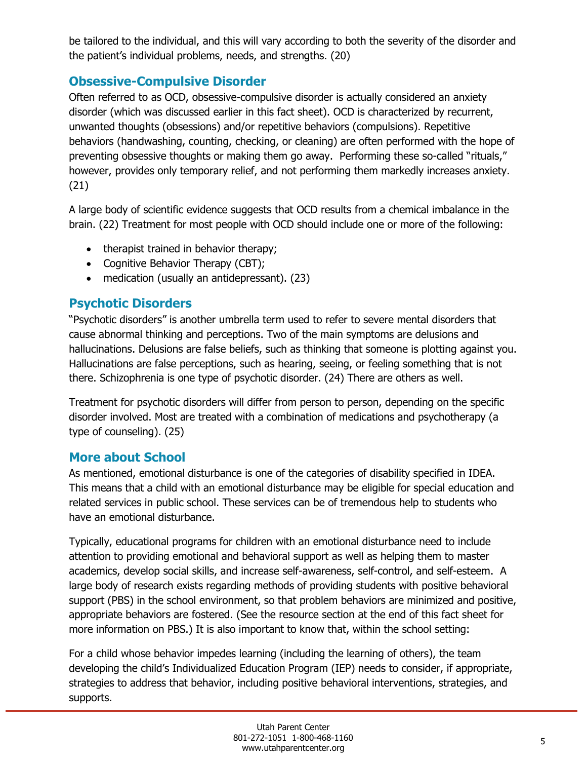be tailored to the individual, and this will vary according to both the severity of the disorder and the patient's individual problems, needs, and strengths. (20)

## Obsessive-Compulsive Disorder

Often referred to as OCD, obsessive-compulsive disorder is actually considered an anxiety disorder (which was discussed earlier in this fact sheet). OCD is characterized by recurrent, unwanted thoughts (obsessions) and/or repetitive behaviors (compulsions). Repetitive behaviors (handwashing, counting, checking, or cleaning) are often performed with the hope of preventing obsessive thoughts or making them go away. Performing these so-called "rituals," however, provides only temporary relief, and not performing them markedly increases anxiety. (21)

A large body of scientific evidence suggests that OCD results from a chemical imbalance in the brain. (22) Treatment for most people with OCD should include one or more of the following:

- therapist trained in behavior therapy;
- Cognitive Behavior Therapy (CBT);
- medication (usually an antidepressant). (23)

## Psychotic Disorders

"Psychotic disorders" is another umbrella term used to refer to severe mental disorders that cause abnormal thinking and perceptions. Two of the main symptoms are delusions and hallucinations. Delusions are false beliefs, such as thinking that someone is plotting against you. Hallucinations are false perceptions, such as hearing, seeing, or feeling something that is not there. Schizophrenia is one type of psychotic disorder. (24) There are others as well.

Treatment for psychotic disorders will differ from person to person, depending on the specific disorder involved. Most are treated with a combination of medications and psychotherapy (a type of counseling). (25)

## More about School

As mentioned, emotional disturbance is one of the categories of disability specified in IDEA. This means that a child with an emotional disturbance may be eligible for special education and related services in public school. These services can be of tremendous help to students who have an emotional disturbance.

Typically, educational programs for children with an emotional disturbance need to include attention to providing emotional and behavioral support as well as helping them to master academics, develop social skills, and increase self-awareness, self-control, and self-esteem. A large body of research exists regarding methods of providing students with positive behavioral support (PBS) in the school environment, so that problem behaviors are minimized and positive, appropriate behaviors are fostered. (See the resource section at the end of this fact sheet for more information on PBS.) It is also important to know that, within the school setting:

For a child whose behavior impedes learning (including the learning of others), the team developing the child's Individualized Education Program (IEP) needs to consider, if appropriate, strategies to address that behavior, including positive behavioral interventions, strategies, and supports.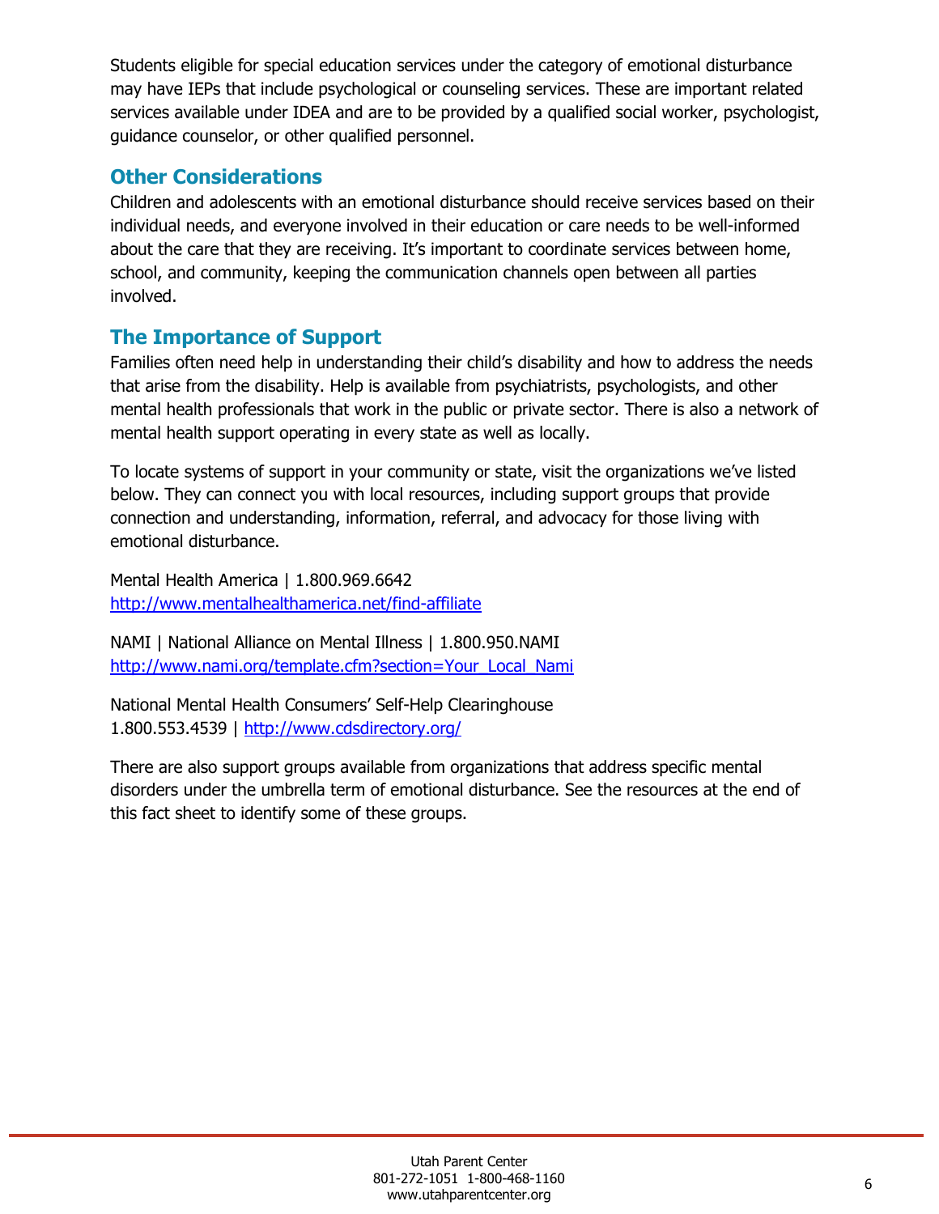Students eligible for special education services under the category of emotional disturbance may have IEPs that include psychological or counseling services. These are important related services available under IDEA and are to be provided by a qualified social worker, psychologist, guidance counselor, or other qualified personnel.

## Other Considerations

Children and adolescents with an emotional disturbance should receive services based on their individual needs, and everyone involved in their education or care needs to be well-informed about the care that they are receiving. It's important to coordinate services between home, school, and community, keeping the communication channels open between all parties involved.

## The Importance of Support

Families often need help in understanding their child's disability and how to address the needs that arise from the disability. Help is available from psychiatrists, psychologists, and other mental health professionals that work in the public or private sector. There is also a network of mental health support operating in every state as well as locally.

To locate systems of support in your community or state, visit the organizations we've listed below. They can connect you with local resources, including support groups that provide connection and understanding, information, referral, and advocacy for those living with emotional disturbance.

Mental Health America | 1.800.969.6642
http://www.mentalhealthamerica.net/find-affiliate

NAMI | National Alliance on Mental Illness | 1.800.950.NAMI
http://www.nami.org/template.cfm?section=Your_Local_Nami

National Mental Health Consumers' Self-Help Clearinghouse
1.800.553.4539 | http://www.cdsdirectory.org/

There are also support groups available from organizations that address specific mental disorders under the umbrella term of emotional disturbance. See the resources at the end of this fact sheet to identify some of these groups.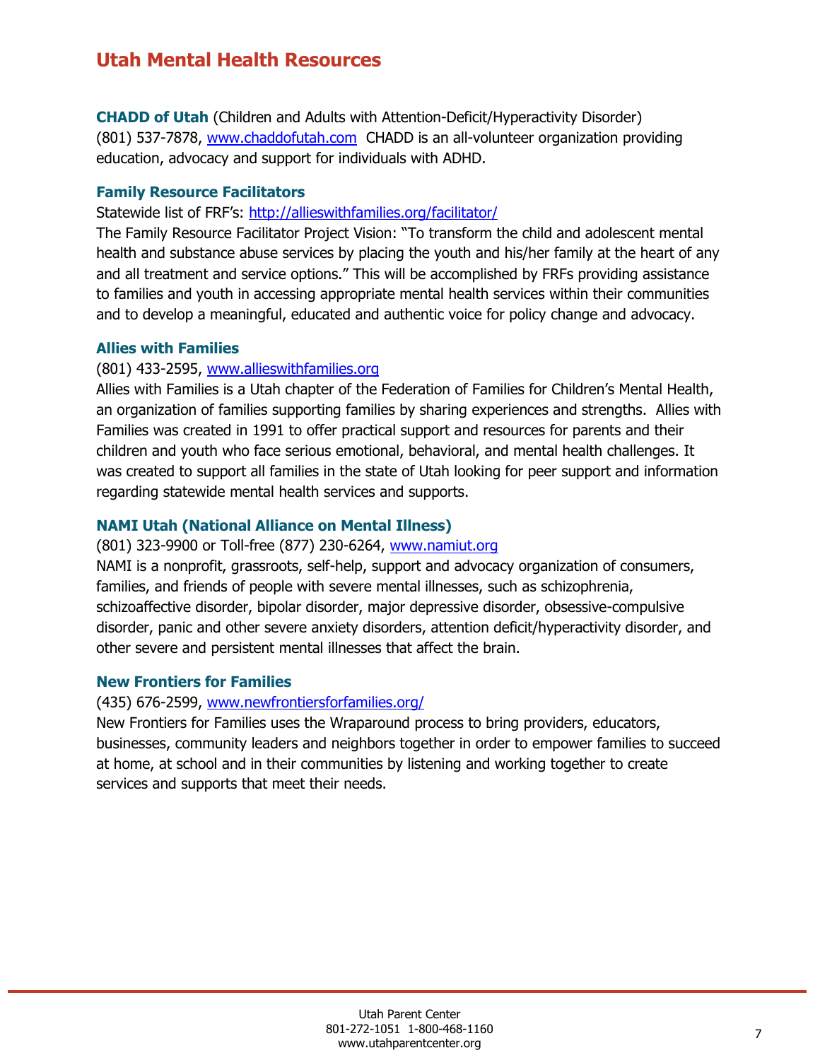# Utah Mental Health Resources

**CHADD of Utah** (Children and Adults with Attention-Deficit/Hyperactivity Disorder)
(801) 537-7878, www.chaddofutah.com CHADD is an all-volunteer organization providing education, advocacy and support for individuals with ADHD.

### Family Resource Facilitators

Statewide list of FRF's: http://allieswithfamilies.org/facilitator/
The Family Resource Facilitator Project Vision: "To transform the child and adolescent mental health and substance abuse services by placing the youth and his/her family at the heart of any and all treatment and service options." This will be accomplished by FRFs providing assistance to families and youth in accessing appropriate mental health services within their communities and to develop a meaningful, educated and authentic voice for policy change and advocacy.

### Allies with Families

(801) 433-2595, www.allieswithfamilies.org
Allies with Families is a Utah chapter of the Federation of Families for Children's Mental Health, an organization of families supporting families by sharing experiences and strengths. Allies with Families was created in 1991 to offer practical support and resources for parents and their children and youth who face serious emotional, behavioral, and mental health challenges. It was created to support all families in the state of Utah looking for peer support and information regarding statewide mental health services and supports.

### NAMI Utah (National Alliance on Mental Illness)

(801) 323-9900 or Toll-free (877) 230-6264, www.namiut.org
NAMI is a nonprofit, grassroots, self-help, support and advocacy organization of consumers, families, and friends of people with severe mental illnesses, such as schizophrenia, schizoaffective disorder, bipolar disorder, major depressive disorder, obsessive-compulsive disorder, panic and other severe anxiety disorders, attention deficit/hyperactivity disorder, and other severe and persistent mental illnesses that affect the brain.

### New Frontiers for Families

(435) 676-2599, www.newfrontiersforfamilies.org/
New Frontiers for Families uses the Wraparound process to bring providers, educators, businesses, community leaders and neighbors together in order to empower families to succeed at home, at school and in their communities by listening and working together to create services and supports that meet their needs.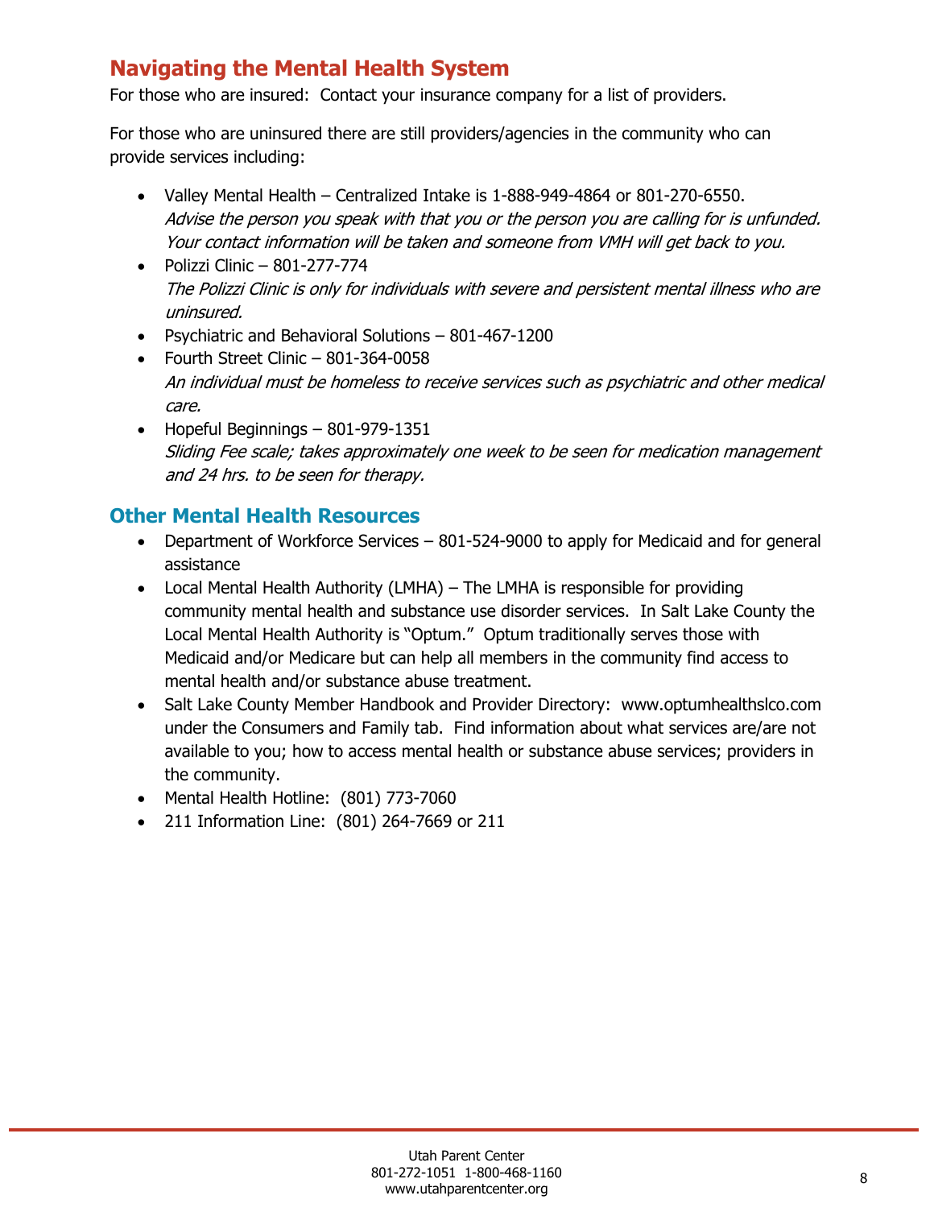## Navigating the Mental Health System

For those who are insured: Contact your insurance company for a list of providers.

For those who are uninsured there are still providers/agencies in the community who can provide services including:

- Valley Mental Health – Centralized Intake is 1-888-949-4864 or 801-270-6550.
  *Advise the person you speak with that you or the person you are calling for is unfunded. Your contact information will be taken and someone from VMH will get back to you.*
- Polizzi Clinic – 801-277-774
  *The Polizzi Clinic is only for individuals with severe and persistent mental illness who are uninsured.*
- Psychiatric and Behavioral Solutions – 801-467-1200
- Fourth Street Clinic – 801-364-0058
  *An individual must be homeless to receive services such as psychiatric and other medical care.*
- Hopeful Beginnings – 801-979-1351
  *Sliding Fee scale; takes approximately one week to be seen for medication management and 24 hrs. to be seen for therapy.*

### Other Mental Health Resources

- Department of Workforce Services – 801-524-9000 to apply for Medicaid and for general assistance
- Local Mental Health Authority (LMHA) – The LMHA is responsible for providing community mental health and substance use disorder services. In Salt Lake County the Local Mental Health Authority is "Optum." Optum traditionally serves those with Medicaid and/or Medicare but can help all members in the community find access to mental health and/or substance abuse treatment.
- Salt Lake County Member Handbook and Provider Directory: www.optumhealthslco.com under the Consumers and Family tab. Find information about what services are/are not available to you; how to access mental health or substance abuse services; providers in the community.
- Mental Health Hotline: (801) 773-7060
- 211 Information Line: (801) 264-7669 or 211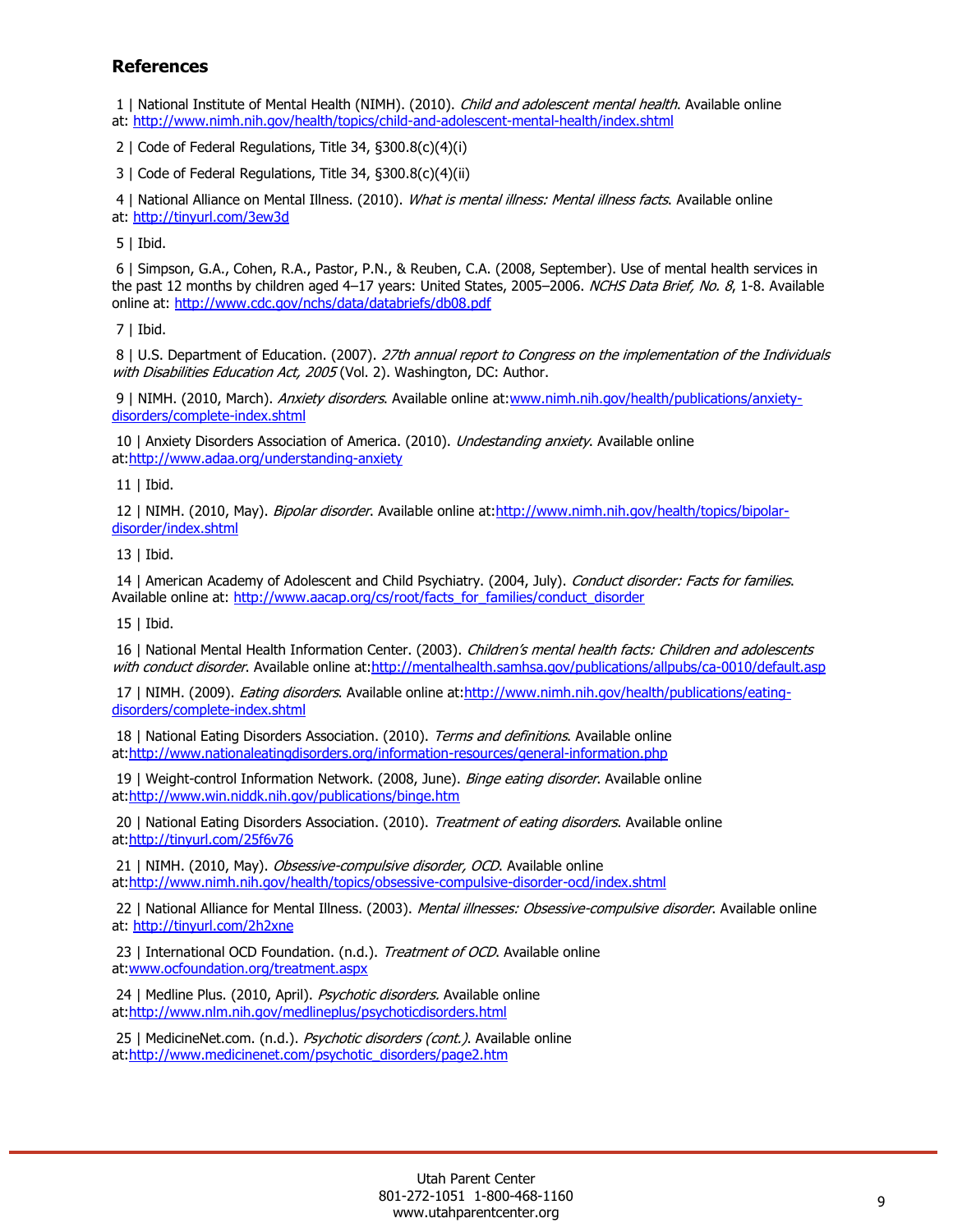## References

1 | National Institute of Mental Health (NIMH). (2010). *Child and adolescent mental health*. Available online at: http://www.nimh.nih.gov/health/topics/child-and-adolescent-mental-health/index.shtml

2 | Code of Federal Regulations, Title 34, §300.8(c)(4)(i)

3 | Code of Federal Regulations, Title 34, §300.8(c)(4)(ii)

4 | National Alliance on Mental Illness. (2010). *What is mental illness: Mental illness facts*. Available online at: http://tinyurl.com/3ew3d

5 | Ibid.

6 | Simpson, G.A., Cohen, R.A., Pastor, P.N., & Reuben, C.A. (2008, September). Use of mental health services in the past 12 months by children aged 4–17 years: United States, 2005–2006. *NCHS Data Brief, No. 8*, 1-8. Available online at: http://www.cdc.gov/nchs/data/databriefs/db08.pdf

7 | Ibid.

8 | U.S. Department of Education. (2007). *27th annual report to Congress on the implementation of the Individuals with Disabilities Education Act, 2005* (Vol. 2). Washington, DC: Author.

9 | NIMH. (2010, March). *Anxiety disorders*. Available online at:www.nimh.nih.gov/health/publications/anxiety-disorders/complete-index.shtml

10 | Anxiety Disorders Association of America. (2010). *Undestanding anxiety*. Available online at:http://www.adaa.org/understanding-anxiety

11 | Ibid.

12 | NIMH. (2010, May). *Bipolar disorder*. Available online at:http://www.nimh.nih.gov/health/topics/bipolar-disorder/index.shtml

13 | Ibid.

14 | American Academy of Adolescent and Child Psychiatry. (2004, July). *Conduct disorder: Facts for families*. Available online at: http://www.aacap.org/cs/root/facts_for_families/conduct_disorder

15 | Ibid.

16 | National Mental Health Information Center. (2003). *Children's mental health facts: Children and adolescents with conduct disorder*. Available online at:http://mentalhealth.samhsa.gov/publications/allpubs/ca-0010/default.asp

17 | NIMH. (2009). *Eating disorders*. Available online at:http://www.nimh.nih.gov/health/publications/eating-disorders/complete-index.shtml

18 | National Eating Disorders Association. (2010). *Terms and definitions*. Available online at:http://www.nationaleatingdisorders.org/information-resources/general-information.php

19 | Weight-control Information Network. (2008, June). *Binge eating disorder*. Available online at:http://www.win.niddk.nih.gov/publications/binge.htm

20 | National Eating Disorders Association. (2010). *Treatment of eating disorders*. Available online at:http://tinyurl.com/25f6v76

21 | NIMH. (2010, May). *Obsessive-compulsive disorder, OCD*. Available online at:http://www.nimh.nih.gov/health/topics/obsessive-compulsive-disorder-ocd/index.shtml

22 | National Alliance for Mental Illness. (2003). *Mental illnesses: Obsessive-compulsive disorder*. Available online at: http://tinyurl.com/2h2xne

23 | International OCD Foundation. (n.d.). *Treatment of OCD*. Available online at:www.ocfoundation.org/treatment.aspx

24 | Medline Plus. (2010, April). *Psychotic disorders.* Available online at:http://www.nlm.nih.gov/medlineplus/psychoticdisorders.html

25 | MedicineNet.com. (n.d.). *Psychotic disorders (cont.)*. Available online at:http://www.medicinenet.com/psychotic_disorders/page2.htm

Utah Parent Center
801-272-1051 1-800-468-1160
www.utahparentcenter.org